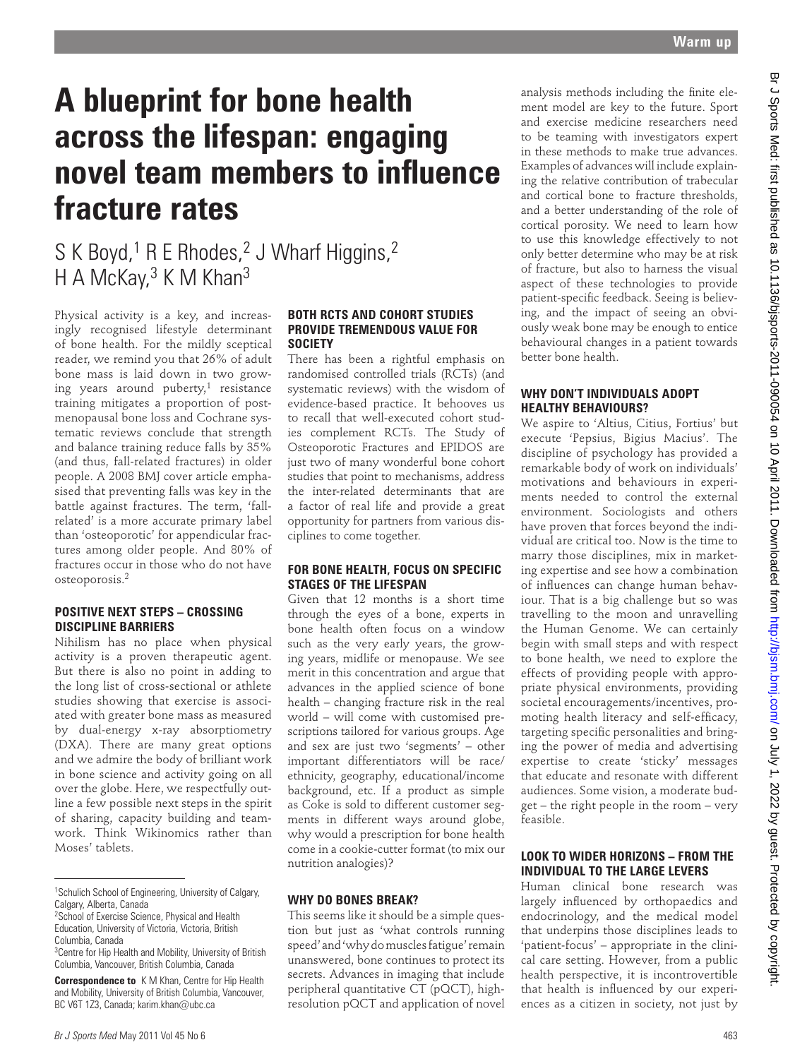# A blueprint for bone health across the lifespan: engaging novel team members to influence fracture rates

S K Boyd,[1] R E Rhodes,[2] J Wharf Higgins,[2] H A McKay,[3] K M Khan[3]

Physical activity is a key, and increasingly recognised lifestyle determinant of bone health. For the mildly sceptical reader, we remind you that 26% of adult bone mass is laid down in two growing years around puberty,[1] resistance training mitigates a proportion of postmenopausal bone loss and Cochrane systematic reviews conclude that strength and balance training reduce falls by 35% (and thus, fall-related fractures) in older people. A 2008 BMJ cover article emphasised that preventing falls was key in the battle against fractures. The term, 'fall-related' is a more accurate primary label than 'osteoporotic' for appendicular fractures among older people. And 80% of fractures occur in those who do not have osteoporosis.[2]

## POSITIVE NEXT STEPS – CROSSING DISCIPLINE BARRIERS

Nihilism has no place when physical activity is a proven therapeutic agent. But there is also no point in adding to the long list of cross-sectional or athlete studies showing that exercise is associated with greater bone mass as measured by dual-energy x-ray absorptiometry (DXA). There are many great options and we admire the body of brilliant work in bone science and activity going on all over the globe. Here, we respectfully outline a few possible next steps in the spirit of sharing, capacity building and teamwork. Think Wikinomics rather than Moses' tablets.

## BOTH RCTS AND COHORT STUDIES PROVIDE TREMENDOUS VALUE FOR SOCIETY

There has been a rightful emphasis on randomised controlled trials (RCTs) (and systematic reviews) with the wisdom of evidence-based practice. It behooves us to recall that well-executed cohort studies complement RCTs. The Study of Osteoporotic Fractures and EPIDOS are just two of many wonderful bone cohort studies that point to mechanisms, address the inter-related determinants that are a factor of real life and provide a great opportunity for partners from various disciplines to come together.

## FOR BONE HEALTH, FOCUS ON SPECIFIC STAGES OF THE LIFESPAN

Given that 12 months is a short time through the eyes of a bone, experts in bone health often focus on a window such as the very early years, the growing years, midlife or menopause. We see merit in this concentration and argue that advances in the applied science of bone health – changing fracture risk in the real world – will come with customised prescriptions tailored for various groups. Age and sex are just two 'segments' – other important differentiators will be race/ethnicity, geography, educational/income background, etc. If a product as simple as Coke is sold to different customer segments in different ways around globe, why would a prescription for bone health come in a cookie-cutter format (to mix our nutrition analogies)?

## WHY DO BONES BREAK?

This seems like it should be a simple question but just as 'what controls running speed' and 'why do muscles fatigue' remain unanswered, bone continues to protect its secrets. Advances in imaging that include peripheral quantitative CT (pQCT), high-resolution pQCT and application of novel analysis methods including the finite element model are key to the future. Sport and exercise medicine researchers need to be teaming with investigators expert in these methods to make true advances. Examples of advances will include explaining the relative contribution of trabecular and cortical bone to fracture thresholds, and a better understanding of the role of cortical porosity. We need to learn how to use this knowledge effectively to not only better determine who may be at risk of fracture, but also to harness the visual aspect of these technologies to provide patient-specific feedback. Seeing is believing, and the impact of seeing an obviously weak bone may be enough to entice behavioural changes in a patient towards better bone health.

## WHY DON'T INDIVIDUALS ADOPT HEALTHY BEHAVIOURS?

We aspire to 'Altius, Citius, Fortius' but execute 'Pepsius, Bigius Macius'. The discipline of psychology has provided a remarkable body of work on individuals' motivations and behaviours in experiments needed to control the external environment. Sociologists and others have proven that forces beyond the individual are critical too. Now is the time to marry those disciplines, mix in marketing expertise and see how a combination of influences can change human behaviour. That is a big challenge but so was travelling to the moon and unravelling the Human Genome. We can certainly begin with small steps and with respect to bone health, we need to explore the effects of providing people with appropriate physical environments, providing societal encouragements/incentives, promoting health literacy and self-efficacy, targeting specific personalities and bringing the power of media and advertising expertise to create 'sticky' messages that educate and resonate with different audiences. Some vision, a moderate budget – the right people in the room – very feasible.

## LOOK TO WIDER HORIZONS – FROM THE INDIVIDUAL TO THE LARGE LEVERS

Human clinical bone research was largely influenced by orthopaedics and endocrinology, and the medical model that underpins those disciplines leads to 'patient-focus' – appropriate in the clinical care setting. However, from a public health perspective, it is incontrovertible that health is influenced by our experiences as a citizen in society, not just by

---

[1]Schulich School of Engineering, University of Calgary, Calgary, Alberta, Canada
[2]School of Exercise Science, Physical and Health Education, University of Victoria, Victoria, British Columbia, Canada
[3]Centre for Hip Health and Mobility, University of British Columbia, Vancouver, British Columbia, Canada

**Correspondence to** K M Khan, Centre for Hip Health and Mobility, University of British Columbia, Vancouver, BC V6T 1Z3, Canada; karim.khan@ubc.ca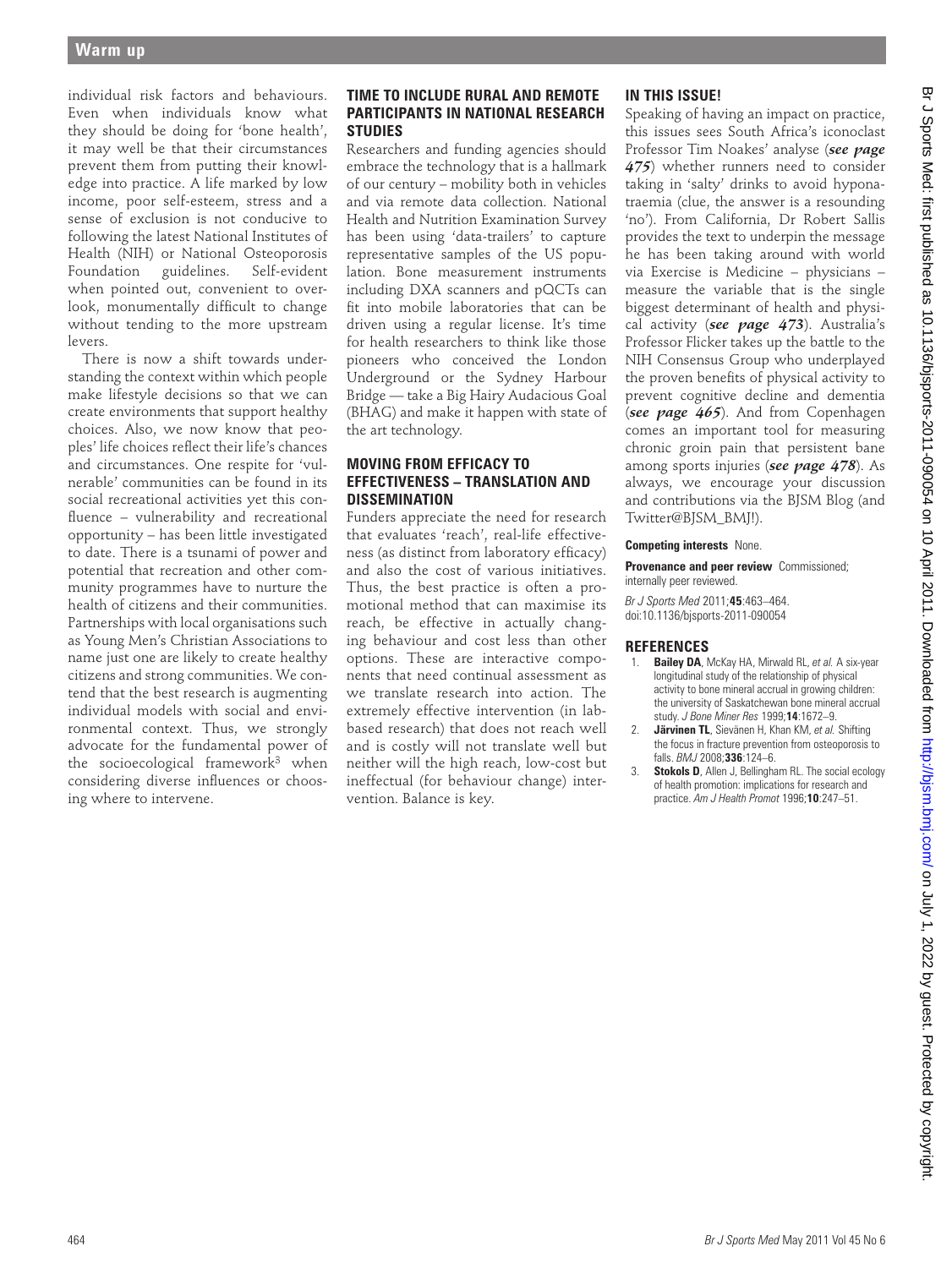individual risk factors and behaviours. Even when individuals know what they should be doing for 'bone health', it may well be that their circumstances prevent them from putting their knowledge into practice. A life marked by low income, poor self-esteem, stress and a sense of exclusion is not conducive to following the latest National Institutes of Health (NIH) or National Osteoporosis Foundation guidelines. Self-evident when pointed out, convenient to overlook, monumentally difficult to change without tending to the more upstream levers.

There is now a shift towards understanding the context within which people make lifestyle decisions so that we can create environments that support healthy choices. Also, we now know that peoples' life choices reflect their life's chances and circumstances. One respite for 'vulnerable' communities can be found in its social recreational activities yet this confluence – vulnerability and recreational opportunity – has been little investigated to date. There is a tsunami of power and potential that recreation and other community programmes have to nurture the health of citizens and their communities. Partnerships with local organisations such as Young Men's Christian Associations to name just one are likely to create healthy citizens and strong communities. We contend that the best research is augmenting individual models with social and environmental context. Thus, we strongly advocate for the fundamental power of the socioecological framework[3] when considering diverse influences or choosing where to intervene.

## TIME TO INCLUDE RURAL AND REMOTE PARTICIPANTS IN NATIONAL RESEARCH STUDIES

Researchers and funding agencies should embrace the technology that is a hallmark of our century – mobility both in vehicles and via remote data collection. National Health and Nutrition Examination Survey has been using 'data-trailers' to capture representative samples of the US population. Bone measurement instruments including DXA scanners and pQCTs can fit into mobile laboratories that can be driven using a regular license. It's time for health researchers to think like those pioneers who conceived the London Underground or the Sydney Harbour Bridge — take a Big Hairy Audacious Goal (BHAG) and make it happen with state of the art technology.

## MOVING FROM EFFICACY TO EFFECTIVENESS – TRANSLATION AND DISSEMINATION

Funders appreciate the need for research that evaluates 'reach', real-life effectiveness (as distinct from laboratory efficacy) and also the cost of various initiatives. Thus, the best practice is often a promotional method that can maximise its reach, be effective in actually changing behaviour and cost less than other options. These are interactive components that need continual assessment as we translate research into action. The extremely effective intervention (in lab-based research) that does not reach well and is costly will not translate well but neither will the high reach, low-cost but ineffectual (for behaviour change) intervention. Balance is key.

## IN THIS ISSUE!

Speaking of having an impact on practice, this issues sees South Africa's iconoclast Professor Tim Noakes' analyse (***see page 475***) whether runners need to consider taking in 'salty' drinks to avoid hyponatraemia (clue, the answer is a resounding 'no'). From California, Dr Robert Sallis provides the text to underpin the message he has been taking around with world via Exercise is Medicine – physicians – measure the variable that is the single biggest determinant of health and physical activity (***see page 473***). Australia's Professor Flicker takes up the battle to the NIH Consensus Group who underplayed the proven benefits of physical activity to prevent cognitive decline and dementia (***see page 465***). And from Copenhagen comes an important tool for measuring chronic groin pain that persistent bane among sports injuries (***see page 478***). As always, we encourage your discussion and contributions via the BJSM Blog (and Twitter@BJSM_BMJ!).

**Competing interests** None.

**Provenance and peer review** Commissioned; internally peer reviewed.

*Br J Sports Med* 2011;**45**:463–464.
doi:10.1136/bjsports-2011-090054

## REFERENCES

1. **Bailey DA**, McKay HA, Mirwald RL, *et al.* A six-year longitudinal study of the relationship of physical activity to bone mineral accrual in growing children: the university of Saskatchewan bone mineral accrual study. *J Bone Miner Res* 1999;**14**:1672–9.
2. **Järvinen TL**, Sievänen H, Khan KM, *et al.* Shifting the focus in fracture prevention from osteoporosis to falls. *BMJ* 2008;**336**:124–6.
3. **Stokols D**, Allen J, Bellingham RL. The social ecology of health promotion: implications for research and practice. *Am J Health Promot* 1996;**10**:247–51.